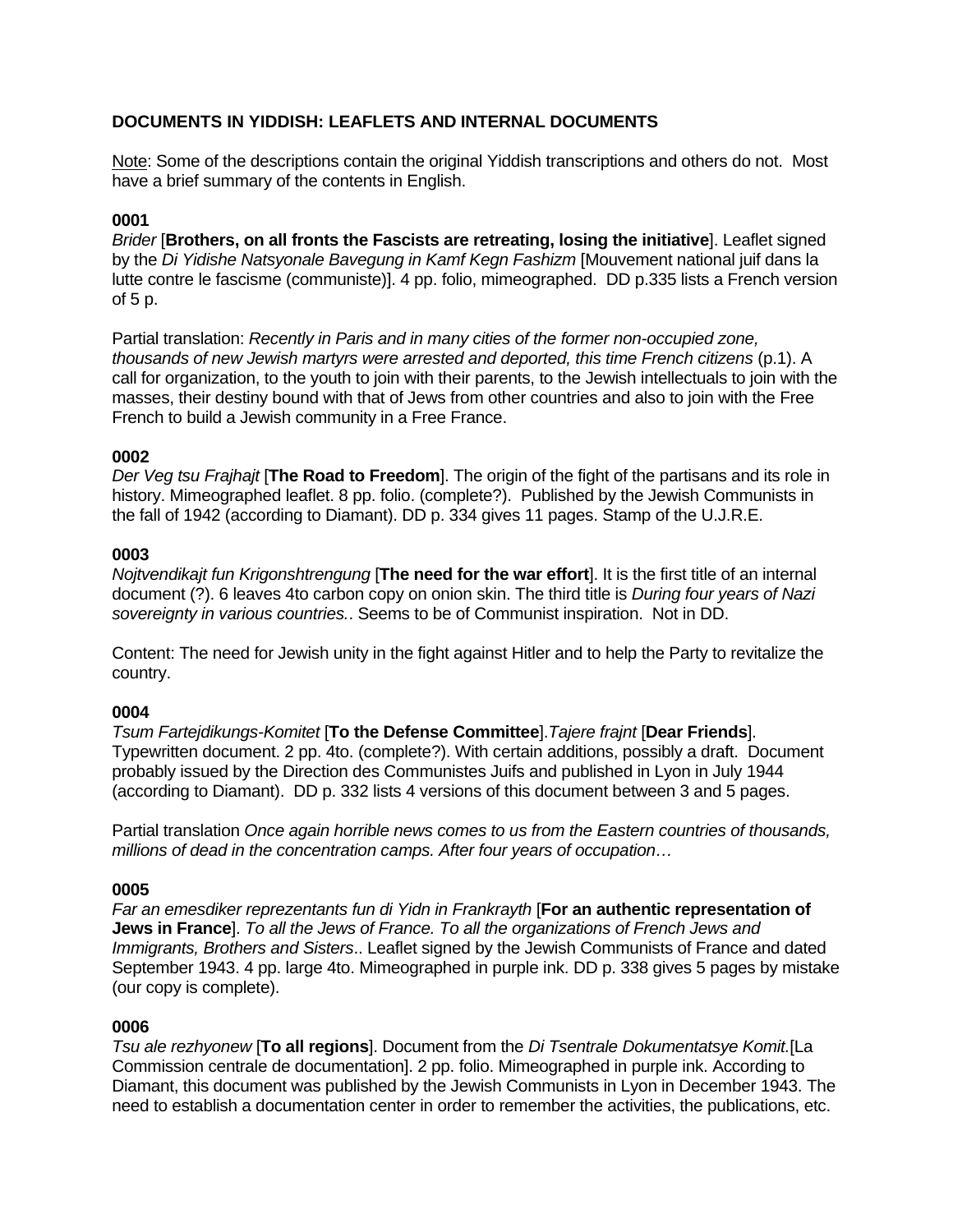# DOCUMENTS IN YIDDISH: LEAFLETS AND INTERNAL DOCUMENTS

<u>Note</u>: Some of the descriptions contain the original Yiddish transcriptions and others do not. Most have a brief summary of the contents in English.

**0001**
*Brider* [**Brothers, on all fronts the Fascists are retreating, losing the initiative**]. Leaflet signed by the *Di Yidishe Natsyonale Bavegung in Kamf Kegn Fashizm* [Mouvement national juif dans la lutte contre le fascisme (communiste)]. 4 pp. folio, mimeographed. DD p.335 lists a French version of 5 p.

Partial translation: *Recently in Paris and in many cities of the former non-occupied zone, thousands of new Jewish martyrs were arrested and deported, this time French citizens* (p.1). A call for organization, to the youth to join with their parents, to the Jewish intellectuals to join with the masses, their destiny bound with that of Jews from other countries and also to join with the Free French to build a Jewish community in a Free France.

**0002**
*Der Veg tsu Frajhajt* [**The Road to Freedom**]. The origin of the fight of the partisans and its role in history. Mimeographed leaflet. 8 pp. folio. (complete?). Published by the Jewish Communists in the fall of 1942 (according to Diamant). DD p. 334 gives 11 pages. Stamp of the U.J.R.E.

**0003**
*Nojtvendikajt fun Krigonshtrengung* [**The need for the war effort**]. It is the first title of an internal document (?). 6 leaves 4to carbon copy on onion skin. The third title is *During four years of Nazi sovereignty in various countries.*. Seems to be of Communist inspiration. Not in DD.

Content: The need for Jewish unity in the fight against Hitler and to help the Party to revitalize the country.

**0004**
*Tsum Fartejdikungs-Komitet* [**To the Defense Committee**].*Tajere frajnt* [**Dear Friends**]. Typewritten document. 2 pp. 4to. (complete?). With certain additions, possibly a draft. Document probably issued by the Direction des Communistes Juifs and published in Lyon in July 1944 (according to Diamant). DD p. 332 lists 4 versions of this document between 3 and 5 pages.

Partial translation *Once again horrible news comes to us from the Eastern countries of thousands, millions of dead in the concentration camps. After four years of occupation…*

**0005**
*Far an emesdiker reprezentants fun di Yidn in Frankrayth* [**For an authentic representation of Jews in France**]. *To all the Jews of France. To all the organizations of French Jews and Immigrants, Brothers and Sisters*.. Leaflet signed by the Jewish Communists of France and dated September 1943. 4 pp. large 4to. Mimeographed in purple ink. DD p. 338 gives 5 pages by mistake (our copy is complete).

**0006**
*Tsu ale rezhyonew* [**To all regions**]. Document from the *Di Tsentrale Dokumentatsye Komit.*[La Commission centrale de documentation]. 2 pp. folio. Mimeographed in purple ink. According to Diamant, this document was published by the Jewish Communists in Lyon in December 1943. The need to establish a documentation center in order to remember the activities, the publications, etc.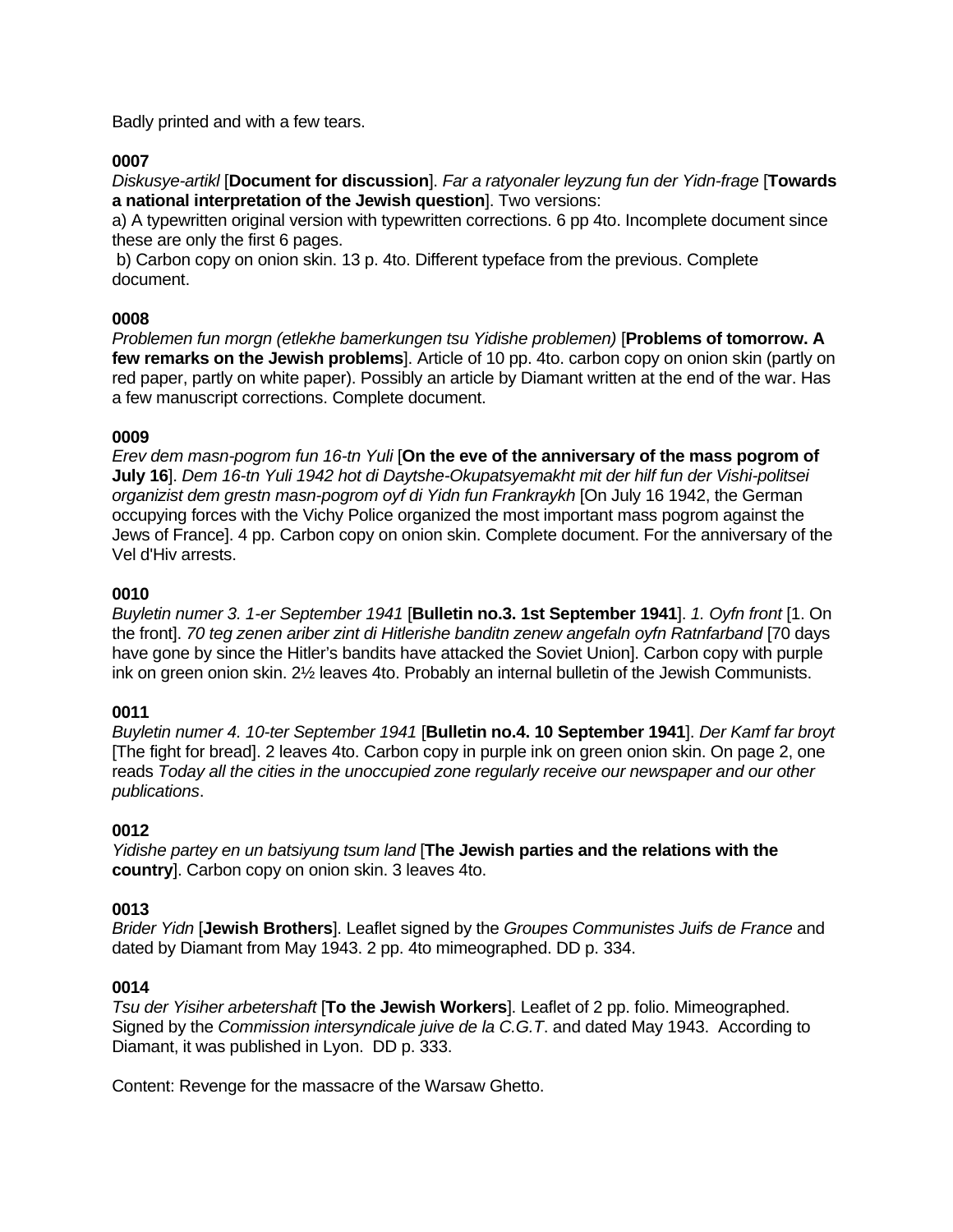Badly printed and with a few tears.

**0007**

*Diskusye-artikl* [**Document for discussion**]. *Far a ratyonaler leyzung fun der Yidn-frage* [**Towards a national interpretation of the Jewish question**]. Two versions:

a) A typewritten original version with typewritten corrections. 6 pp 4to. Incomplete document since these are only the first 6 pages.

b) Carbon copy on onion skin. 13 p. 4to. Different typeface from the previous. Complete document.

**0008**

*Problemen fun morgn (etlekhe bamerkungen tsu Yidishe problemen)* [**Problems of tomorrow. A few remarks on the Jewish problems**]. Article of 10 pp. 4to. carbon copy on onion skin (partly on red paper, partly on white paper). Possibly an article by Diamant written at the end of the war. Has a few manuscript corrections. Complete document.

**0009**

*Erev dem masn-pogrom fun 16-tn Yuli* [**On the eve of the anniversary of the mass pogrom of July 16**]. *Dem 16-tn Yuli 1942 hot di Daytshe-Okupatsyemakht mit der hilf fun der Vishi-politsei organizist dem grestn masn-pogrom oyf di Yidn fun Frankraykh* [On July 16 1942, the German occupying forces with the Vichy Police organized the most important mass pogrom against the Jews of France]. 4 pp. Carbon copy on onion skin. Complete document. For the anniversary of the Vel d'Hiv arrests.

**0010**

*Buyletin numer 3. 1-er September 1941* [**Bulletin no.3. 1st September 1941**]. *1. Oyfn front* [1. On the front]. *70 teg zenen ariber zint di Hitlerishe banditn zenew angefaln oyfn Ratnfarband* [70 days have gone by since the Hitler's bandits have attacked the Soviet Union]. Carbon copy with purple ink on green onion skin. 2½ leaves 4to. Probably an internal bulletin of the Jewish Communists.

**0011**

*Buyletin numer 4. 10-ter September 1941* [**Bulletin no.4. 10 September 1941**]. *Der Kamf far broyt* [The fight for bread]. 2 leaves 4to. Carbon copy in purple ink on green onion skin. On page 2, one reads *Today all the cities in the unoccupied zone regularly receive our newspaper and our other publications*.

**0012**

*Yidishe partey en un batsiyung tsum land* [**The Jewish parties and the relations with the country**]. Carbon copy on onion skin. 3 leaves 4to.

**0013**

*Brider Yidn* [**Jewish Brothers**]. Leaflet signed by the *Groupes Communistes Juifs de France* and dated by Diamant from May 1943. 2 pp. 4to mimeographed. DD p. 334.

**0014**

*Tsu der Yisiher arbetershaft* [**To the Jewish Workers**]. Leaflet of 2 pp. folio. Mimeographed. Signed by the *Commission intersyndicale juive de la C.G.T*. and dated May 1943. According to Diamant, it was published in Lyon. DD p. 333.

Content: Revenge for the massacre of the Warsaw Ghetto.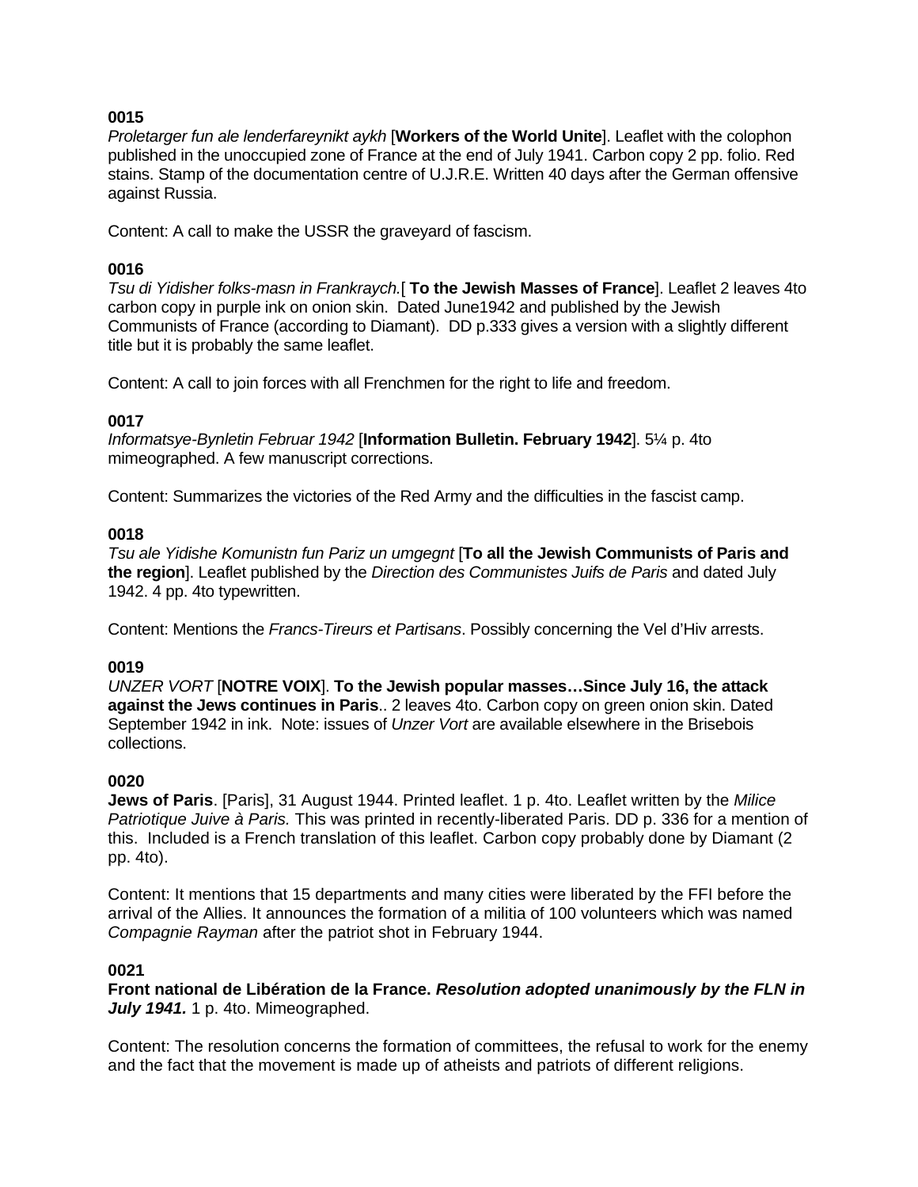**0015**
*Proletarger fun ale lenderfareynikt aykh* [**Workers of the World Unite**]. Leaflet with the colophon published in the unoccupied zone of France at the end of July 1941. Carbon copy 2 pp. folio. Red stains. Stamp of the documentation centre of U.J.R.E. Written 40 days after the German offensive against Russia.

Content: A call to make the USSR the graveyard of fascism.

**0016**
*Tsu di Yidisher folks-masn in Frankraych.*[ **To the Jewish Masses of France**]. Leaflet 2 leaves 4to carbon copy in purple ink on onion skin. Dated June1942 and published by the Jewish Communists of France (according to Diamant). DD p.333 gives a version with a slightly different title but it is probably the same leaflet.

Content: A call to join forces with all Frenchmen for the right to life and freedom.

**0017**
*Informatsye-Bynletin Februar 1942* [**Information Bulletin. February 1942**]. 5¼ p. 4to mimeographed. A few manuscript corrections.

Content: Summarizes the victories of the Red Army and the difficulties in the fascist camp.

**0018**
*Tsu ale Yidishe Komunistn fun Pariz un umgegnt* [**To all the Jewish Communists of Paris and the region**]. Leaflet published by the *Direction des Communistes Juifs de Paris* and dated July 1942. 4 pp. 4to typewritten.

Content: Mentions the *Francs-Tireurs et Partisans*. Possibly concerning the Vel d'Hiv arrests.

**0019**
*UNZER VORT* [**NOTRE VOIX**]. **To the Jewish popular masses…Since July 16, the attack against the Jews continues in Paris**.. 2 leaves 4to. Carbon copy on green onion skin. Dated September 1942 in ink. Note: issues of *Unzer Vort* are available elsewhere in the Brisebois collections.

**0020**
**Jews of Paris**. [Paris], 31 August 1944. Printed leaflet. 1 p. 4to. Leaflet written by the *Milice Patriotique Juive à Paris.* This was printed in recently-liberated Paris. DD p. 336 for a mention of this. Included is a French translation of this leaflet. Carbon copy probably done by Diamant (2 pp. 4to).

Content: It mentions that 15 departments and many cities were liberated by the FFI before the arrival of the Allies. It announces the formation of a militia of 100 volunteers which was named *Compagnie Rayman* after the patriot shot in February 1944.

**0021**
**Front national de Libération de la France.** ***Resolution adopted unanimously by the FLN in July 1941.*** 1 p. 4to. Mimeographed.

Content: The resolution concerns the formation of committees, the refusal to work for the enemy and the fact that the movement is made up of atheists and patriots of different religions.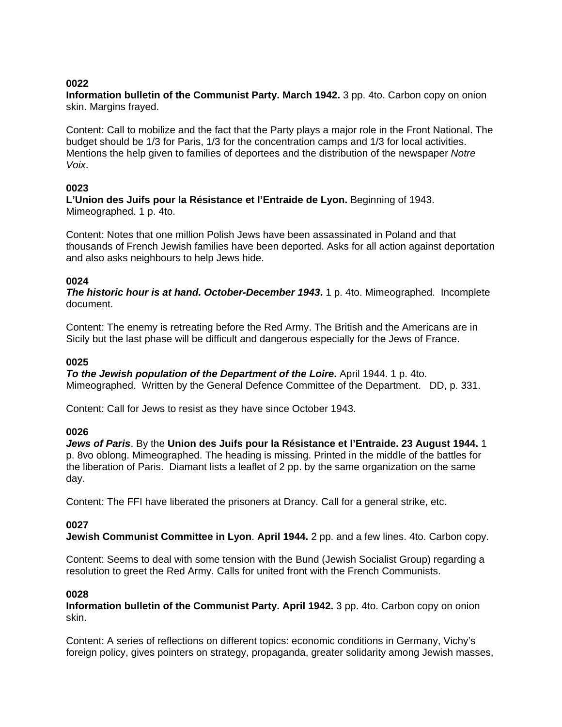**0022**

**Information bulletin of the Communist Party. March 1942.** 3 pp. 4to. Carbon copy on onion skin. Margins frayed.

Content: Call to mobilize and the fact that the Party plays a major role in the Front National. The budget should be 1/3 for Paris, 1/3 for the concentration camps and 1/3 for local activities. Mentions the help given to families of deportees and the distribution of the newspaper *Notre Voix*.

**0023**

**L'Union des Juifs pour la Résistance et l'Entraide de Lyon.** Beginning of 1943. Mimeographed. 1 p. 4to.

Content: Notes that one million Polish Jews have been assassinated in Poland and that thousands of French Jewish families have been deported. Asks for all action against deportation and also asks neighbours to help Jews hide.

**0024**

***The historic hour is at hand. October-December 1943*.** 1 p. 4to. Mimeographed. Incomplete document.

Content: The enemy is retreating before the Red Army. The British and the Americans are in Sicily but the last phase will be difficult and dangerous especially for the Jews of France.

**0025**

***To the Jewish population of the Department of the Loire*.** April 1944. 1 p. 4to. Mimeographed. Written by the General Defence Committee of the Department. DD, p. 331.

Content: Call for Jews to resist as they have since October 1943.

**0026**

***Jews of Paris***. By the **Union des Juifs pour la Résistance et l'Entraide. 23 August 1944.** 1 p. 8vo oblong. Mimeographed. The heading is missing. Printed in the middle of the battles for the liberation of Paris. Diamant lists a leaflet of 2 pp. by the same organization on the same day.

Content: The FFI have liberated the prisoners at Drancy. Call for a general strike, etc.

**0027**

**Jewish Communist Committee in Lyon**. **April 1944.** 2 pp. and a few lines. 4to. Carbon copy.

Content: Seems to deal with some tension with the Bund (Jewish Socialist Group) regarding a resolution to greet the Red Army. Calls for united front with the French Communists.

**0028**

**Information bulletin of the Communist Party. April 1942.** 3 pp. 4to. Carbon copy on onion skin.

Content: A series of reflections on different topics: economic conditions in Germany, Vichy's foreign policy, gives pointers on strategy, propaganda, greater solidarity among Jewish masses,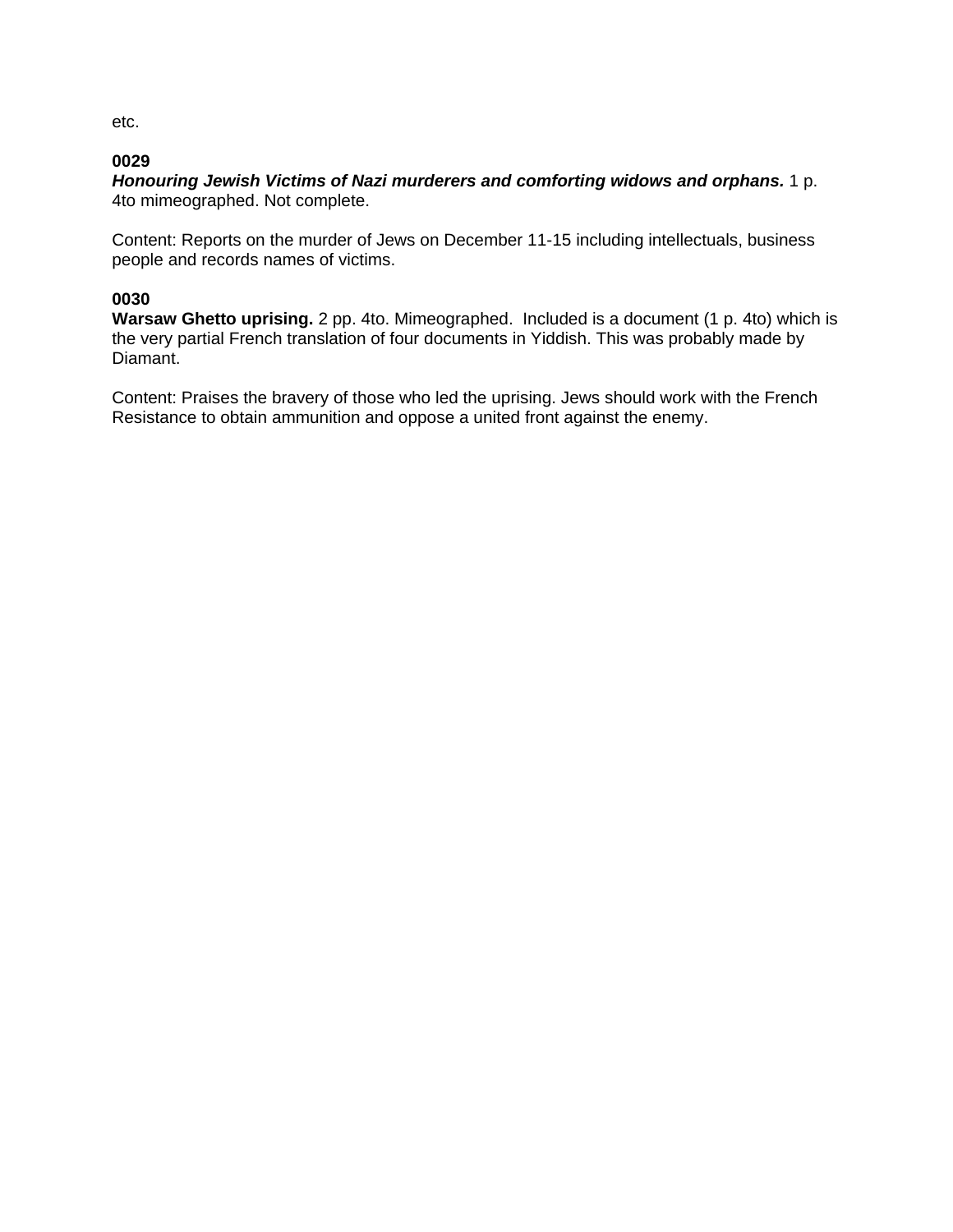etc.

**0029**
***Honouring Jewish Victims of Nazi murderers and comforting widows and orphans.*** 1 p. 4to mimeographed. Not complete.

Content: Reports on the murder of Jews on December 11-15 including intellectuals, business people and records names of victims.

**0030**
**Warsaw Ghetto uprising.** 2 pp. 4to. Mimeographed. Included is a document (1 p. 4to) which is the very partial French translation of four documents in Yiddish. This was probably made by Diamant.

Content: Praises the bravery of those who led the uprising. Jews should work with the French Resistance to obtain ammunition and oppose a united front against the enemy.